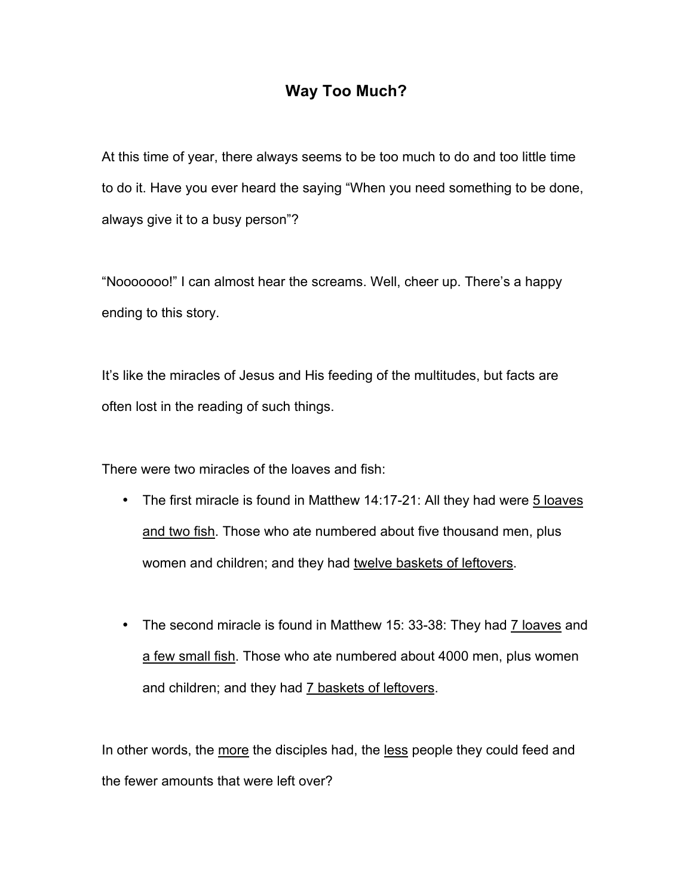# Way Too Much?

At this time of year, there always seems to be too much to do and too little time to do it. Have you ever heard the saying "When you need something to be done, always give it to a busy person"?

"Nooooooo!" I can almost hear the screams. Well, cheer up. There's a happy ending to this story.

It's like the miracles of Jesus and His feeding of the multitudes, but facts are often lost in the reading of such things.

There were two miracles of the loaves and fish:

- The first miracle is found in Matthew 14:17-21: All they had were <u>5 loaves and two fish</u>. Those who ate numbered about five thousand men, plus women and children; and they had <u>twelve baskets of leftovers</u>.

- The second miracle is found in Matthew 15: 33-38: They had <u>7 loaves</u> and <u>a few small fish</u>. Those who ate numbered about 4000 men, plus women and children; and they had <u>7 baskets of leftovers</u>.

In other words, the <u>more</u> the disciples had, the <u>less</u> people they could feed and the fewer amounts that were left over?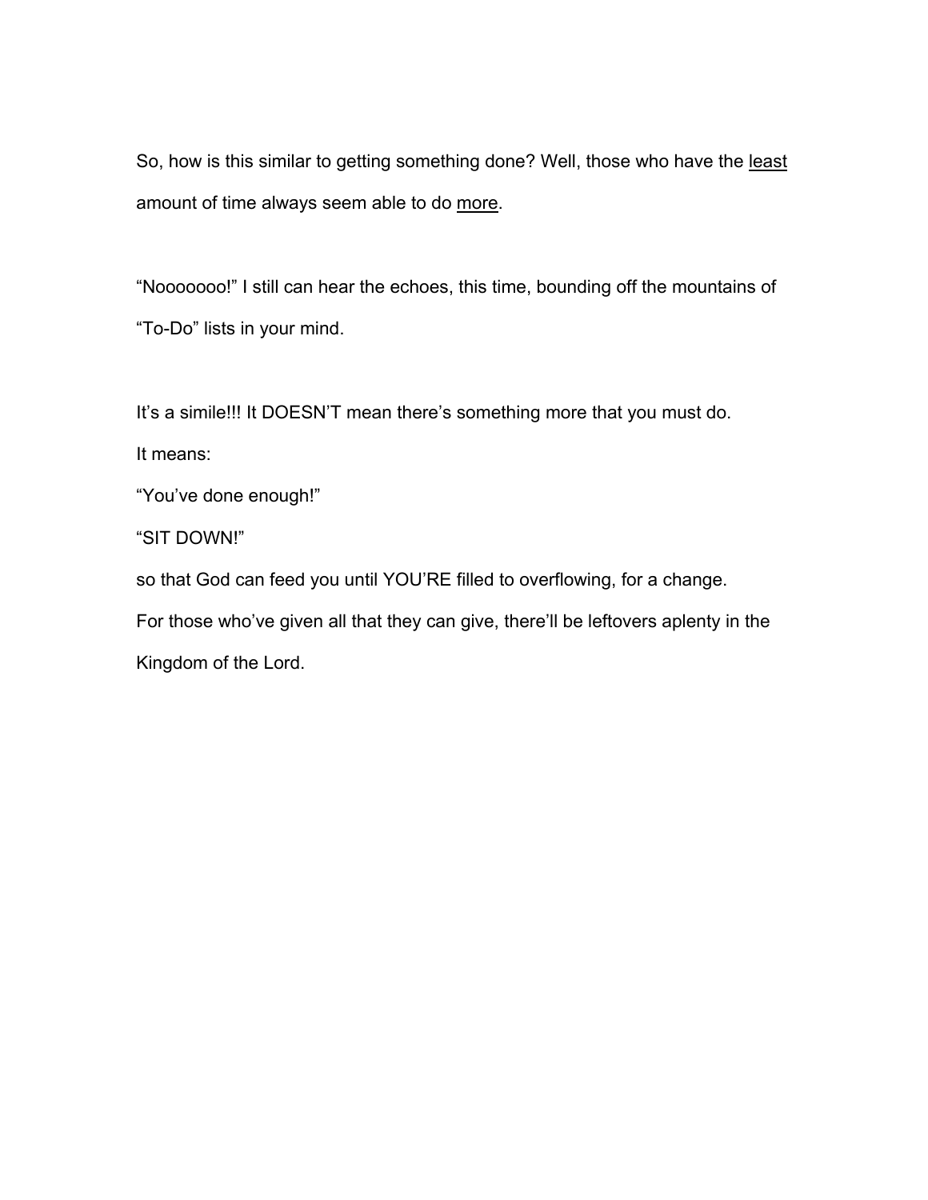So, how is this similar to getting something done? Well, those who have the <u>least</u> amount of time always seem able to do <u>more</u>.

“Nooooooo!” I still can hear the echoes, this time, bounding off the mountains of “To-Do” lists in your mind.

It’s a simile!!! It DOESN’T mean there’s something more that you must do.

It means:

“You’ve done enough!”

“SIT DOWN!”

so that God can feed you until YOU’RE filled to overflowing, for a change.

For those who’ve given all that they can give, there’ll be leftovers aplenty in the Kingdom of the Lord.